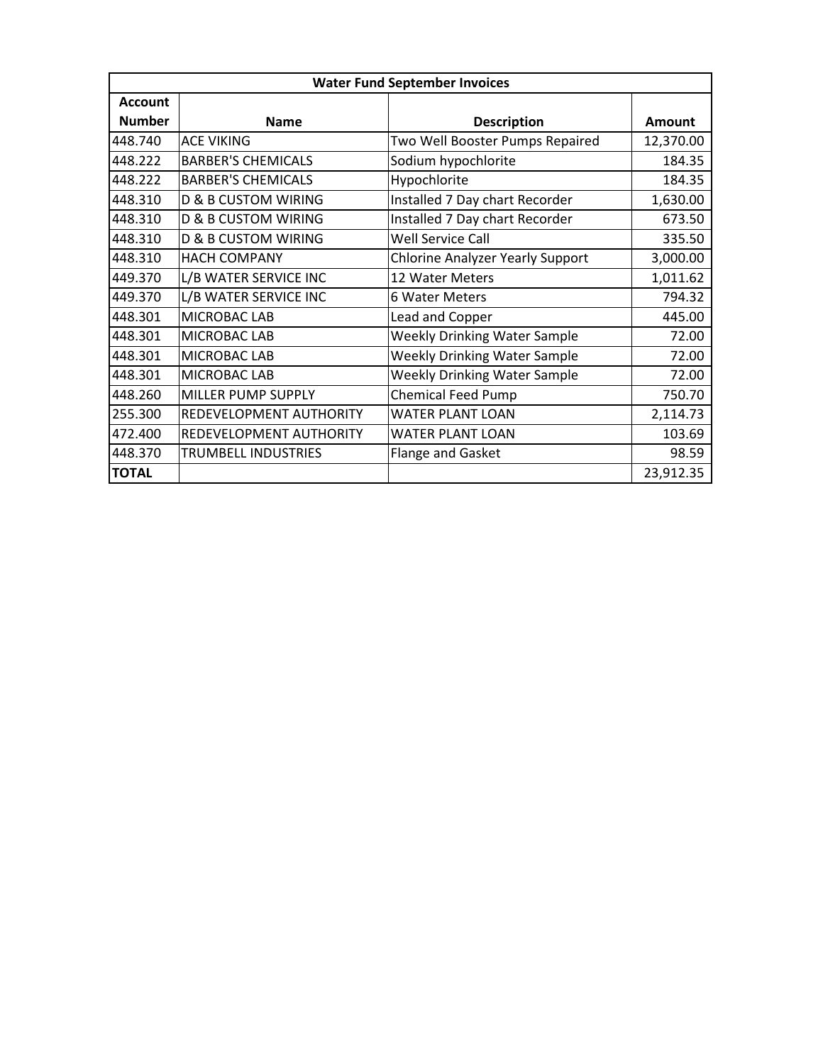| Water Fund September Invoices | | | |
|---|---|---|---|
| **Account Number** | **Name** | **Description** | **Amount** |
| 448.740 | ACE VIKING | Two Well Booster Pumps Repaired | 12,370.00 |
| 448.222 | BARBER'S CHEMICALS | Sodium hypochlorite | 184.35 |
| 448.222 | BARBER'S CHEMICALS | Hypochlorite | 184.35 |
| 448.310 | D & B CUSTOM WIRING | Installed 7 Day chart Recorder | 1,630.00 |
| 448.310 | D & B CUSTOM WIRING | Installed 7 Day chart Recorder | 673.50 |
| 448.310 | D & B CUSTOM WIRING | Well Service Call | 335.50 |
| 448.310 | HACH COMPANY | Chlorine Analyzer Yearly Support | 3,000.00 |
| 449.370 | L/B WATER SERVICE INC | 12 Water Meters | 1,011.62 |
| 449.370 | L/B WATER SERVICE INC | 6 Water Meters | 794.32 |
| 448.301 | MICROBAC LAB | Lead and Copper | 445.00 |
| 448.301 | MICROBAC LAB | Weekly Drinking Water Sample | 72.00 |
| 448.301 | MICROBAC LAB | Weekly Drinking Water Sample | 72.00 |
| 448.301 | MICROBAC LAB | Weekly Drinking Water Sample | 72.00 |
| 448.260 | MILLER PUMP SUPPLY | Chemical Feed Pump | 750.70 |
| 255.300 | REDEVELOPMENT AUTHORITY | WATER PLANT LOAN | 2,114.73 |
| 472.400 | REDEVELOPMENT AUTHORITY | WATER PLANT LOAN | 103.69 |
| 448.370 | TRUMBELL INDUSTRIES | Flange and Gasket | 98.59 |
| **TOTAL** | | | 23,912.35 |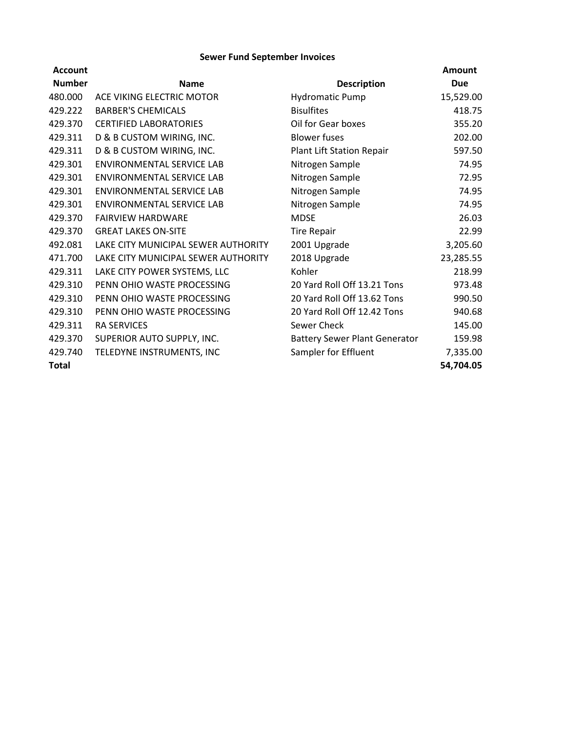## Sewer Fund September Invoices

| Account Number | Name | Description | Amount Due |
|---|---|---|---|
| 480.000 | ACE VIKING ELECTRIC MOTOR | Hydromatic Pump | 15,529.00 |
| 429.222 | BARBER'S CHEMICALS | Bisulfites | 418.75 |
| 429.370 | CERTIFIED LABORATORIES | Oil for Gear boxes | 355.20 |
| 429.311 | D & B CUSTOM WIRING, INC. | Blower fuses | 202.00 |
| 429.311 | D & B CUSTOM WIRING, INC. | Plant Lift Station Repair | 597.50 |
| 429.301 | ENVIRONMENTAL SERVICE LAB | Nitrogen Sample | 74.95 |
| 429.301 | ENVIRONMENTAL SERVICE LAB | Nitrogen Sample | 72.95 |
| 429.301 | ENVIRONMENTAL SERVICE LAB | Nitrogen Sample | 74.95 |
| 429.301 | ENVIRONMENTAL SERVICE LAB | Nitrogen Sample | 74.95 |
| 429.370 | FAIRVIEW HARDWARE | MDSE | 26.03 |
| 429.370 | GREAT LAKES ON-SITE | Tire Repair | 22.99 |
| 492.081 | LAKE CITY MUNICIPAL SEWER AUTHORITY | 2001 Upgrade | 3,205.60 |
| 471.700 | LAKE CITY MUNICIPAL SEWER AUTHORITY | 2018 Upgrade | 23,285.55 |
| 429.311 | LAKE CITY POWER SYSTEMS, LLC | Kohler | 218.99 |
| 429.310 | PENN OHIO WASTE PROCESSING | 20 Yard Roll Off 13.21 Tons | 973.48 |
| 429.310 | PENN OHIO WASTE PROCESSING | 20 Yard Roll Off 13.62 Tons | 990.50 |
| 429.310 | PENN OHIO WASTE PROCESSING | 20 Yard Roll Off 12.42 Tons | 940.68 |
| 429.311 | RA SERVICES | Sewer Check | 145.00 |
| 429.370 | SUPERIOR AUTO SUPPLY, INC. | Battery Sewer Plant Generator | 159.98 |
| 429.740 | TELEDYNE INSTRUMENTS, INC | Sampler for Effluent | 7,335.00 |
| **Total** | | | **54,704.05** |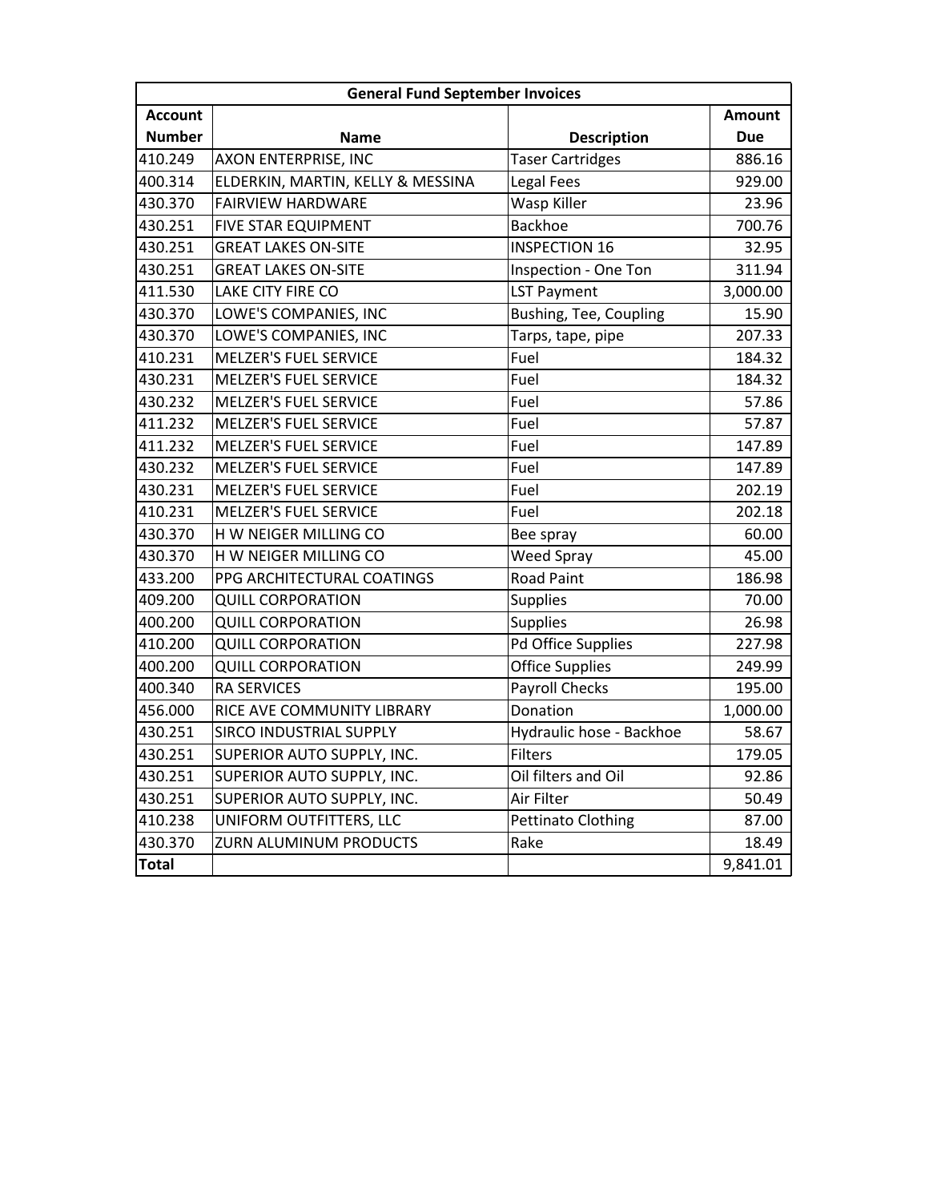| General Fund September Invoices | | | |
|---|---|---|---|
| Account Number | Name | Description | Amount Due |
| 410.249 | AXON ENTERPRISE, INC | Taser Cartridges | 886.16 |
| 400.314 | ELDERKIN, MARTIN, KELLY & MESSINA | Legal Fees | 929.00 |
| 430.370 | FAIRVIEW HARDWARE | Wasp Killer | 23.96 |
| 430.251 | FIVE STAR EQUIPMENT | Backhoe | 700.76 |
| 430.251 | GREAT LAKES ON-SITE | INSPECTION 16 | 32.95 |
| 430.251 | GREAT LAKES ON-SITE | Inspection - One Ton | 311.94 |
| 411.530 | LAKE CITY FIRE CO | LST Payment | 3,000.00 |
| 430.370 | LOWE'S COMPANIES, INC | Bushing, Tee, Coupling | 15.90 |
| 430.370 | LOWE'S COMPANIES, INC | Tarps, tape, pipe | 207.33 |
| 410.231 | MELZER'S FUEL SERVICE | Fuel | 184.32 |
| 430.231 | MELZER'S FUEL SERVICE | Fuel | 184.32 |
| 430.232 | MELZER'S FUEL SERVICE | Fuel | 57.86 |
| 411.232 | MELZER'S FUEL SERVICE | Fuel | 57.87 |
| 411.232 | MELZER'S FUEL SERVICE | Fuel | 147.89 |
| 430.232 | MELZER'S FUEL SERVICE | Fuel | 147.89 |
| 430.231 | MELZER'S FUEL SERVICE | Fuel | 202.19 |
| 410.231 | MELZER'S FUEL SERVICE | Fuel | 202.18 |
| 430.370 | H W NEIGER MILLING CO | Bee spray | 60.00 |
| 430.370 | H W NEIGER MILLING CO | Weed Spray | 45.00 |
| 433.200 | PPG ARCHITECTURAL COATINGS | Road Paint | 186.98 |
| 409.200 | QUILL CORPORATION | Supplies | 70.00 |
| 400.200 | QUILL CORPORATION | Supplies | 26.98 |
| 410.200 | QUILL CORPORATION | Pd Office Supplies | 227.98 |
| 400.200 | QUILL CORPORATION | Office Supplies | 249.99 |
| 400.340 | RA SERVICES | Payroll Checks | 195.00 |
| 456.000 | RICE AVE COMMUNITY LIBRARY | Donation | 1,000.00 |
| 430.251 | SIRCO INDUSTRIAL SUPPLY | Hydraulic hose - Backhoe | 58.67 |
| 430.251 | SUPERIOR AUTO SUPPLY, INC. | Filters | 179.05 |
| 430.251 | SUPERIOR AUTO SUPPLY, INC. | Oil filters and Oil | 92.86 |
| 430.251 | SUPERIOR AUTO SUPPLY, INC. | Air Filter | 50.49 |
| 410.238 | UNIFORM OUTFITTERS, LLC | Pettinato Clothing | 87.00 |
| 430.370 | ZURN ALUMINUM PRODUCTS | Rake | 18.49 |
| **Total** | | | 9,841.01 |